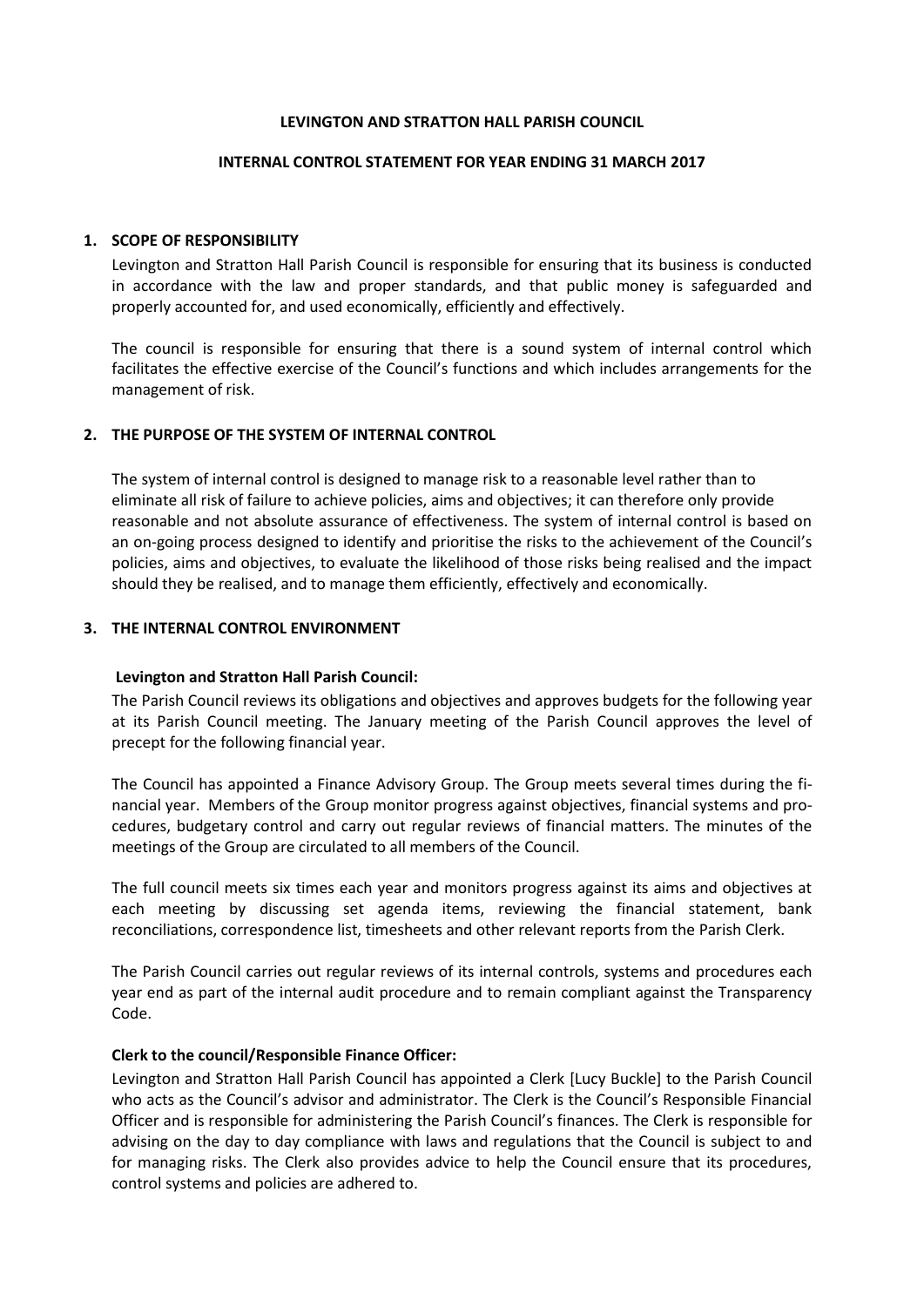# LEVINGTON AND STRATTON HALL PARISH COUNCIL

## INTERNAL CONTROL STATEMENT FOR YEAR ENDING 31 MARCH 2017

### 1. SCOPE OF RESPONSIBILITY

Levington and Stratton Hall Parish Council is responsible for ensuring that its business is conducted in accordance with the law and proper standards, and that public money is safeguarded and properly accounted for, and used economically, efficiently and effectively.

The council is responsible for ensuring that there is a sound system of internal control which facilitates the effective exercise of the Council's functions and which includes arrangements for the management of risk.

### 2. THE PURPOSE OF THE SYSTEM OF INTERNAL CONTROL

The system of internal control is designed to manage risk to a reasonable level rather than to eliminate all risk of failure to achieve policies, aims and objectives; it can therefore only provide reasonable and not absolute assurance of effectiveness. The system of internal control is based on an on-going process designed to identify and prioritise the risks to the achievement of the Council's policies, aims and objectives, to evaluate the likelihood of those risks being realised and the impact should they be realised, and to manage them efficiently, effectively and economically.

### 3. THE INTERNAL CONTROL ENVIRONMENT

**Levington and Stratton Hall Parish Council:**

The Parish Council reviews its obligations and objectives and approves budgets for the following year at its Parish Council meeting. The January meeting of the Parish Council approves the level of precept for the following financial year.

The Council has appointed a Finance Advisory Group. The Group meets several times during the financial year. Members of the Group monitor progress against objectives, financial systems and procedures, budgetary control and carry out regular reviews of financial matters. The minutes of the meetings of the Group are circulated to all members of the Council.

The full council meets six times each year and monitors progress against its aims and objectives at each meeting by discussing set agenda items, reviewing the financial statement, bank reconciliations, correspondence list, timesheets and other relevant reports from the Parish Clerk.

The Parish Council carries out regular reviews of its internal controls, systems and procedures each year end as part of the internal audit procedure and to remain compliant against the Transparency Code.

**Clerk to the council/Responsible Finance Officer:**

Levington and Stratton Hall Parish Council has appointed a Clerk [Lucy Buckle] to the Parish Council who acts as the Council's advisor and administrator. The Clerk is the Council's Responsible Financial Officer and is responsible for administering the Parish Council's finances. The Clerk is responsible for advising on the day to day compliance with laws and regulations that the Council is subject to and for managing risks. The Clerk also provides advice to help the Council ensure that its procedures, control systems and policies are adhered to.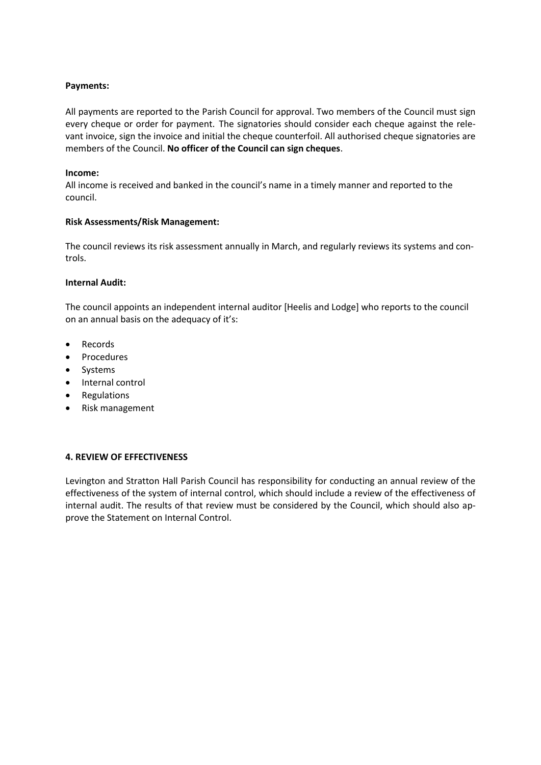**Payments:**

All payments are reported to the Parish Council for approval. Two members of the Council must sign every cheque or order for payment. The signatories should consider each cheque against the relevant invoice, sign the invoice and initial the cheque counterfoil. All authorised cheque signatories are members of the Council. **No officer of the Council can sign cheques**.

**Income:**

All income is received and banked in the council's name in a timely manner and reported to the council.

**Risk Assessments/Risk Management:**

The council reviews its risk assessment annually in March, and regularly reviews its systems and controls.

**Internal Audit:**

The council appoints an independent internal auditor [Heelis and Lodge] who reports to the council on an annual basis on the adequacy of it's:

- Records
- Procedures
- Systems
- Internal control
- Regulations
- Risk management

**4. REVIEW OF EFFECTIVENESS**

Levington and Stratton Hall Parish Council has responsibility for conducting an annual review of the effectiveness of the system of internal control, which should include a review of the effectiveness of internal audit. The results of that review must be considered by the Council, which should also approve the Statement on Internal Control.